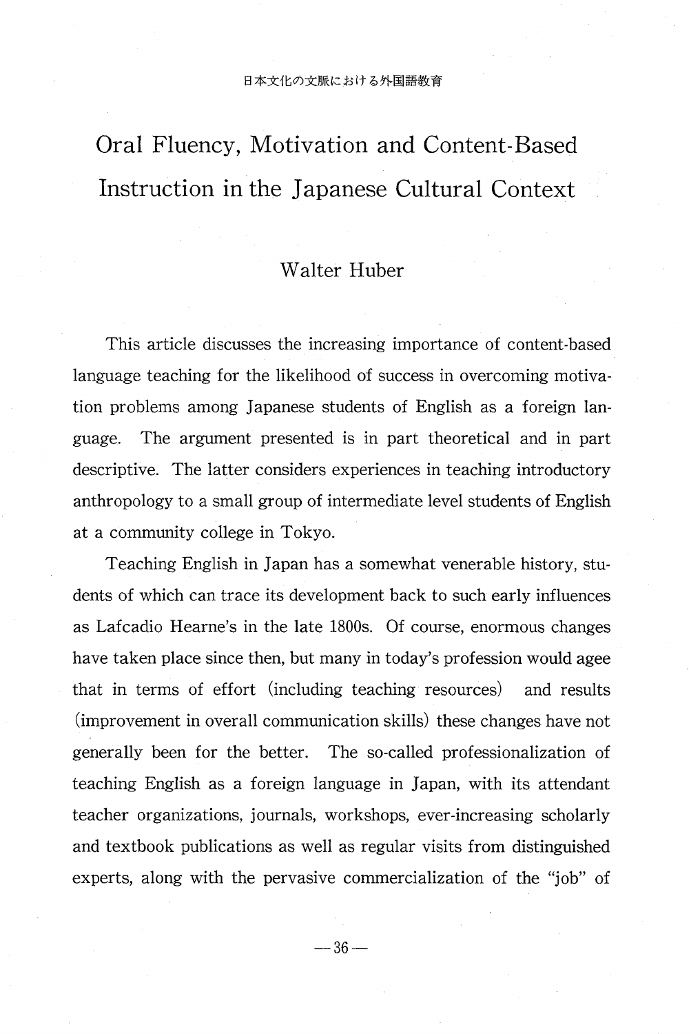# Oral Fluency, Motivation and Content-Based Instruction in the Japanese Cultural Context

Walter Huber

This article discusses the increasing importance of content-based language teaching for the likelihood of success in overcoming motivation problems among Japanese students of English as a foreign language. The argument presented is in part theoretical and in part descriptive. The latter considers experiences in teaching introductory anthropology to a small group of intermediate level students of English at a community college in Tokyo.

Teaching English in Japan has a somewhat venerable history, students of which can trace its development back to such early influences as Lafcadio Hearne's in the late 1800s. Of course, enormous changes have taken place since then, but many in today's profession would agee that in terms of effort (including teaching resources) and results (improvement in overall communication skills) these changes have not generally been for the better. The so-called professionalization of teaching English as a foreign language in Japan, with its attendant teacher organizations, journals, workshops, ever-increasing scholarly and textbook publications as well as regular visits from distinguished experts, along with the pervasive commercialization of the "job" of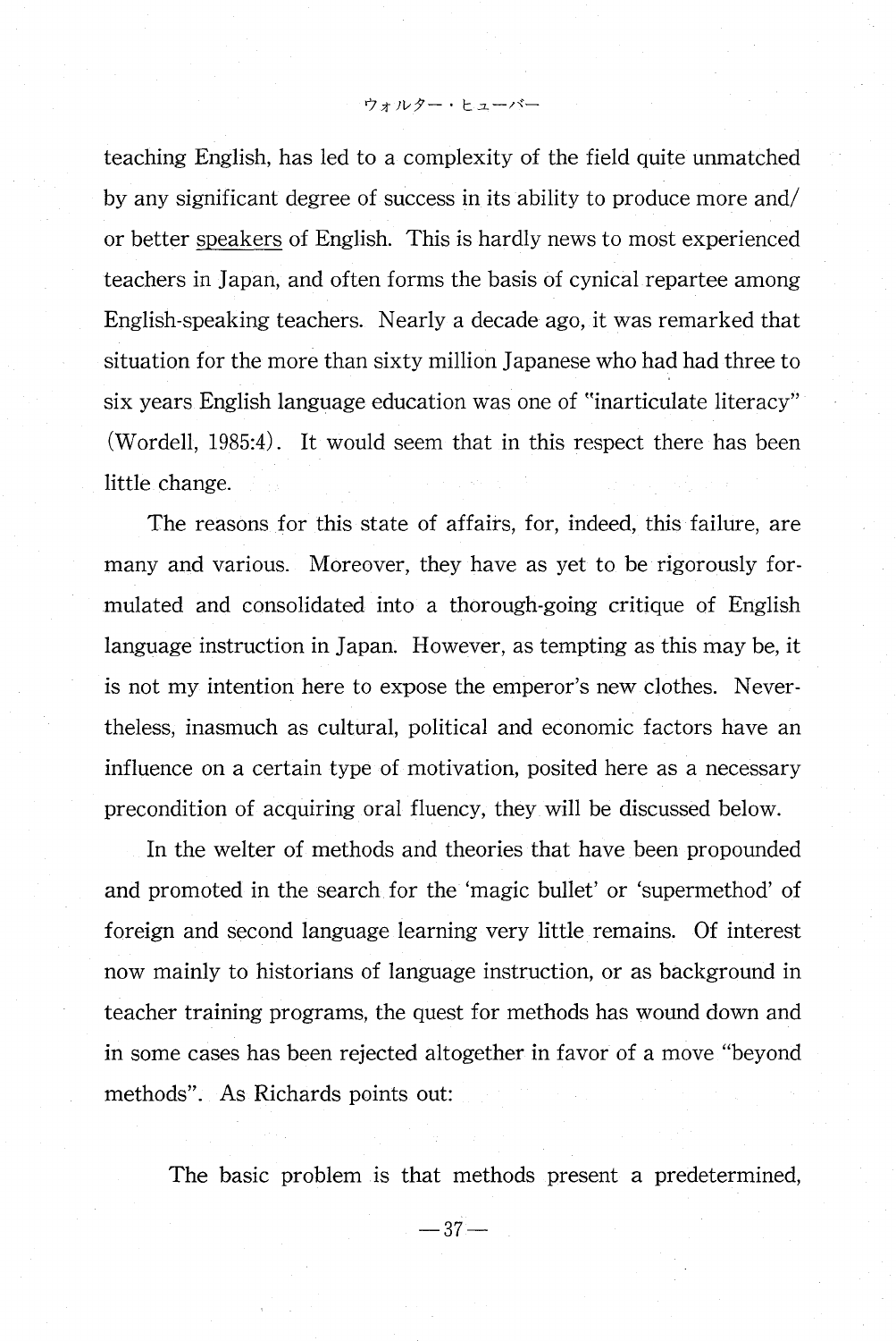teaching English, has led to a complexity of the field quite unmatched by any significant degree of success in its ability to produce more and/or better <u>speakers</u> of English. This is hardly news to most experienced teachers in Japan, and often forms the basis of cynical repartee among English-speaking teachers. Nearly a decade ago, it was remarked that situation for the more than sixty million Japanese who had had three to six years English language education was one of "inarticulate literacy" (Wordell, 1985:4). It would seem that in this respect there has been little change.

The reasons for this state of affairs, for, indeed, this failure, are many and various. Moreover, they have as yet to be rigorously formulated and consolidated into a thorough-going critique of English language instruction in Japan. However, as tempting as this may be, it is not my intention here to expose the emperor's new clothes. Nevertheless, inasmuch as cultural, political and economic factors have an influence on a certain type of motivation, posited here as a necessary precondition of acquiring oral fluency, they will be discussed below.

In the welter of methods and theories that have been propounded and promoted in the search for the 'magic bullet' or 'supermethod' of foreign and second language learning very little remains. Of interest now mainly to historians of language instruction, or as background in teacher training programs, the quest for methods has wound down and in some cases has been rejected altogether in favor of a move "beyond methods". As Richards points out:

> The basic problem is that methods present a predetermined,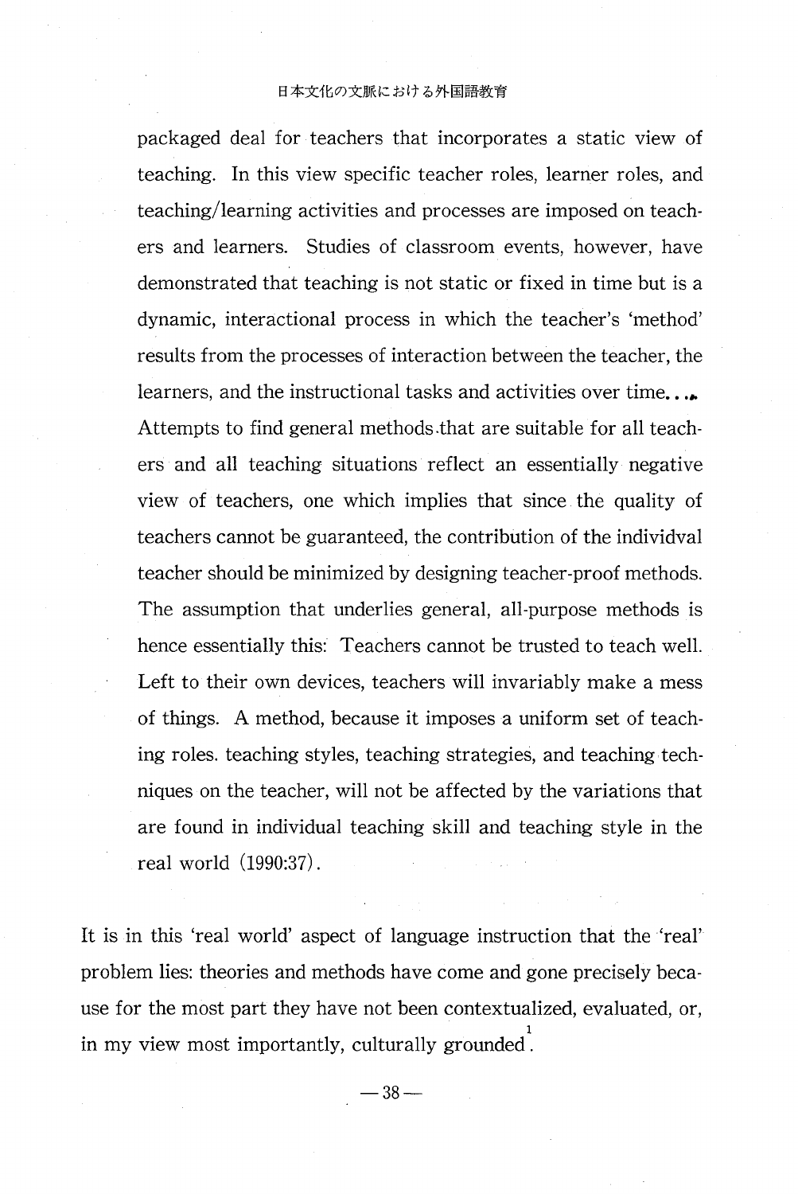> packaged deal for teachers that incorporates a static view of teaching. In this view specific teacher roles, learner roles, and teaching/learning activities and processes are imposed on teachers and learners. Studies of classroom events, however, have demonstrated that teaching is not static or fixed in time but is a dynamic, interactional process in which the teacher's 'method' results from the processes of interaction between the teacher, the learners, and the instructional tasks and activities over time.... Attempts to find general methods that are suitable for all teachers and all teaching situations reflect an essentially negative view of teachers, one which implies that since the quality of teachers cannot be guaranteed, the contribution of the individval teacher should be minimized by designing teacher-proof methods. The assumption that underlies general, all-purpose methods is hence essentially this: Teachers cannot be trusted to teach well. Left to their own devices, teachers will invariably make a mess of things. A method, because it imposes a uniform set of teaching roles. teaching styles, teaching strategies, and teaching techniques on the teacher, will not be affected by the variations that are found in individual teaching skill and teaching style in the real world (1990:37).

It is in this 'real world' aspect of language instruction that the 'real' problem lies: theories and methods have come and gone precisely because for the most part they have not been contextualized, evaluated, or, in my view most importantly, culturally grounded[1].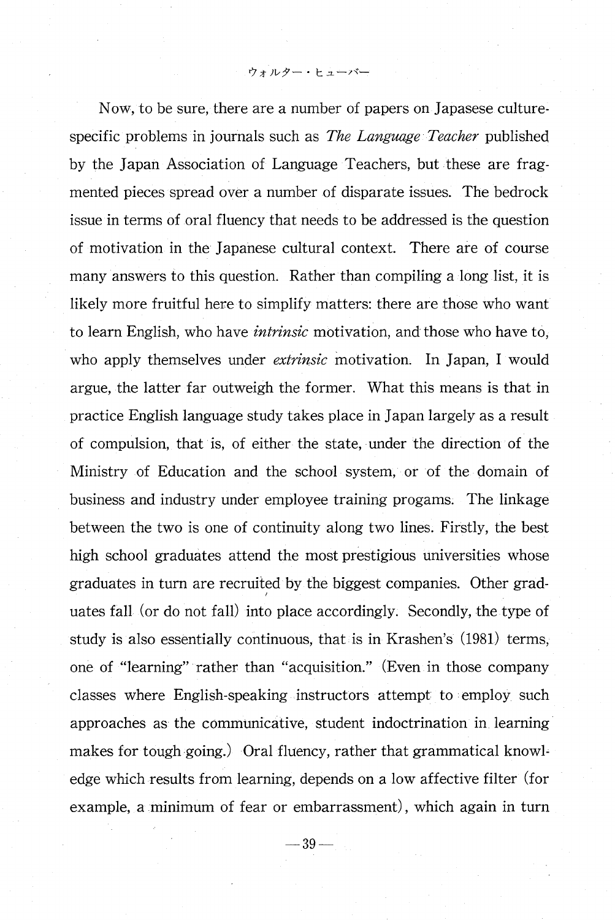Now, to be sure, there are a number of papers on Japasese culture-specific problems in journals such as *The Language Teacher* published by the Japan Association of Language Teachers, but these are fragmented pieces spread over a number of disparate issues. The bedrock issue in terms of oral fluency that needs to be addressed is the question of motivation in the Japanese cultural context. There are of course many answers to this question. Rather than compiling a long list, it is likely more fruitful here to simplify matters: there are those who want to learn English, who have *intrinsic* motivation, and those who have to, who apply themselves under *extrinsic* motivation. In Japan, I would argue, the latter far outweigh the former. What this means is that in practice English language study takes place in Japan largely as a result of compulsion, that is, of either the state, under the direction of the Ministry of Education and the school system, or of the domain of business and industry under employee training progams. The linkage between the two is one of continuity along two lines. Firstly, the best high school graduates attend the most prestigious universities whose graduates in turn are recruited by the biggest companies. Other graduates fall (or do not fall) into place accordingly. Secondly, the type of study is also essentially continuous, that is in Krashen's (1981) terms, one of "learning" rather than "acquisition." (Even in those company classes where English-speaking instructors attempt to employ such approaches as the communicative, student indoctrination in learning makes for tough going.) Oral fluency, rather that grammatical knowledge which results from learning, depends on a low affective filter (for example, a minimum of fear or embarrassment), which again in turn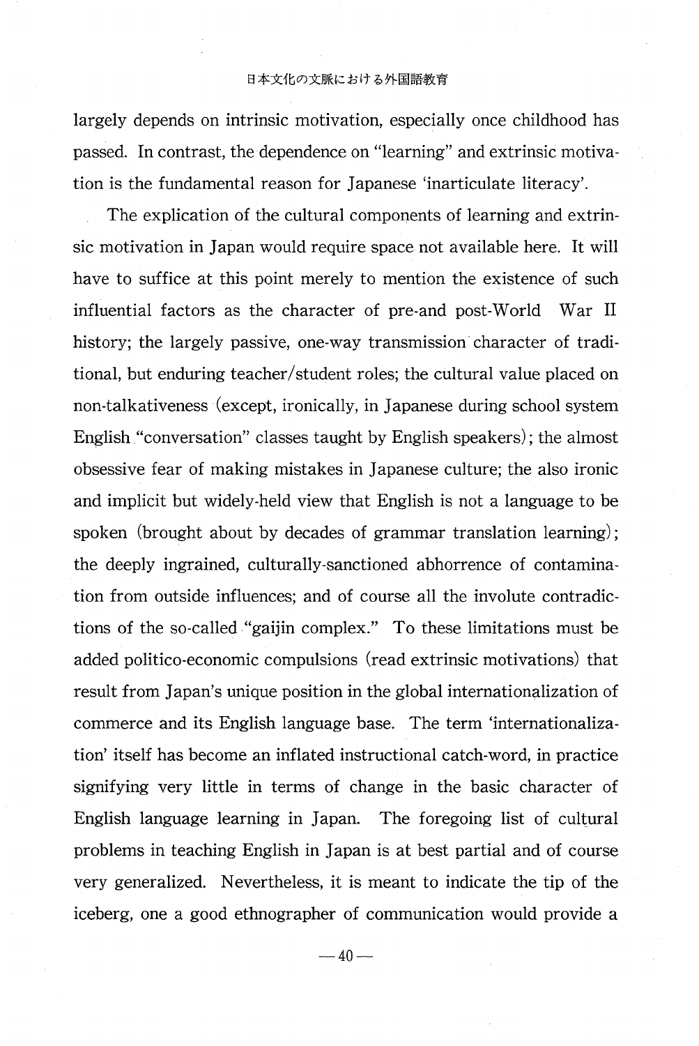largely depends on intrinsic motivation, especially once childhood has passed. In contrast, the dependence on "learning" and extrinsic motivation is the fundamental reason for Japanese 'inarticulate literacy'.

The explication of the cultural components of learning and extrinsic motivation in Japan would require space not available here. It will have to suffice at this point merely to mention the existence of such influential factors as the character of pre-and post-World War II history; the largely passive, one-way transmission character of traditional, but enduring teacher/student roles; the cultural value placed on non-talkativeness (except, ironically, in Japanese during school system English "conversation" classes taught by English speakers); the almost obsessive fear of making mistakes in Japanese culture; the also ironic and implicit but widely-held view that English is not a language to be spoken (brought about by decades of grammar translation learning); the deeply ingrained, culturally-sanctioned abhorrence of contamination from outside influences; and of course all the involute contradictions of the so-called "gaijin complex." To these limitations must be added politico-economic compulsions (read extrinsic motivations) that result from Japan's unique position in the global internationalization of commerce and its English language base. The term 'internationalization' itself has become an inflated instructional catch-word, in practice signifying very little in terms of change in the basic character of English language learning in Japan. The foregoing list of cultural problems in teaching English in Japan is at best partial and of course very generalized. Nevertheless, it is meant to indicate the tip of the iceberg, one a good ethnographer of communication would provide a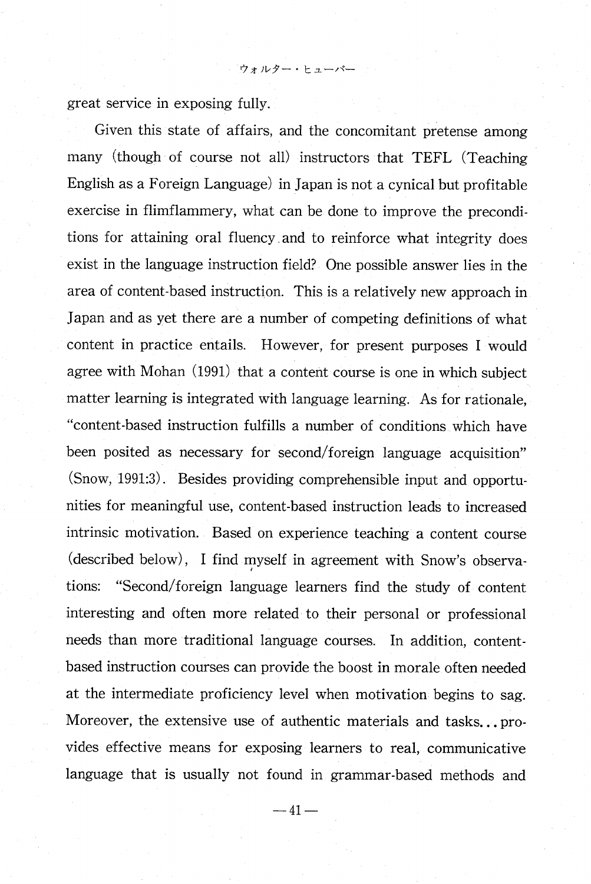great service in exposing fully.

Given this state of affairs, and the concomitant pretense among many (though of course not all) instructors that TEFL (Teaching English as a Foreign Language) in Japan is not a cynical but profitable exercise in flimflammery, what can be done to improve the preconditions for attaining oral fluency and to reinforce what integrity does exist in the language instruction field? One possible answer lies in the area of content-based instruction. This is a relatively new approach in Japan and as yet there are a number of competing definitions of what content in practice entails. However, for present purposes I would agree with Mohan (1991) that a content course is one in which subject matter learning is integrated with language learning. As for rationale, "content-based instruction fulfills a number of conditions which have been posited as necessary for second/foreign language acquisition" (Snow, 1991:3). Besides providing comprehensible input and opportunities for meaningful use, content-based instruction leads to increased intrinsic motivation. Based on experience teaching a content course (described below), I find myself in agreement with Snow's observations: "Second/foreign language learners find the study of content interesting and often more related to their personal or professional needs than more traditional language courses. In addition, content-based instruction courses can provide the boost in morale often needed at the intermediate proficiency level when motivation begins to sag. Moreover, the extensive use of authentic materials and tasks... provides effective means for exposing learners to real, communicative language that is usually not found in grammar-based methods and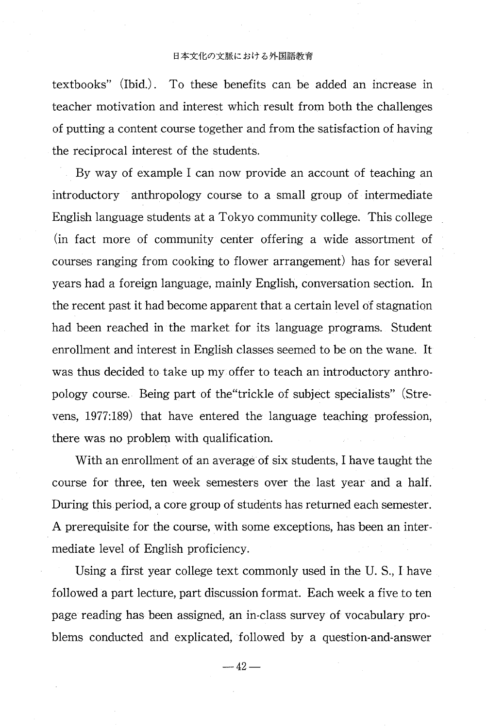textbooks" (Ibid.). To these benefits can be added an increase in teacher motivation and interest which result from both the challenges of putting a content course together and from the satisfaction of having the reciprocal interest of the students.

By way of example I can now provide an account of teaching an introductory anthropology course to a small group of intermediate English language students at a Tokyo community college. This college (in fact more of community center offering a wide assortment of courses ranging from cooking to flower arrangement) has for several years had a foreign language, mainly English, conversation section. In the recent past it had become apparent that a certain level of stagnation had been reached in the market for its language programs. Student enrollment and interest in English classes seemed to be on the wane. It was thus decided to take up my offer to teach an introductory anthropology course. Being part of the"trickle of subject specialists" (Strevens, 1977:189) that have entered the language teaching profession, there was no problem with qualification.

With an enrollment of an average of six students, I have taught the course for three, ten week semesters over the last year and a half. During this period, a core group of students has returned each semester. A prerequisite for the course, with some exceptions, has been an intermediate level of English proficiency.

Using a first year college text commonly used in the U. S., I have followed a part lecture, part discussion format. Each week a five to ten page reading has been assigned, an in-class survey of vocabulary problems conducted and explicated, followed by a question-and-answer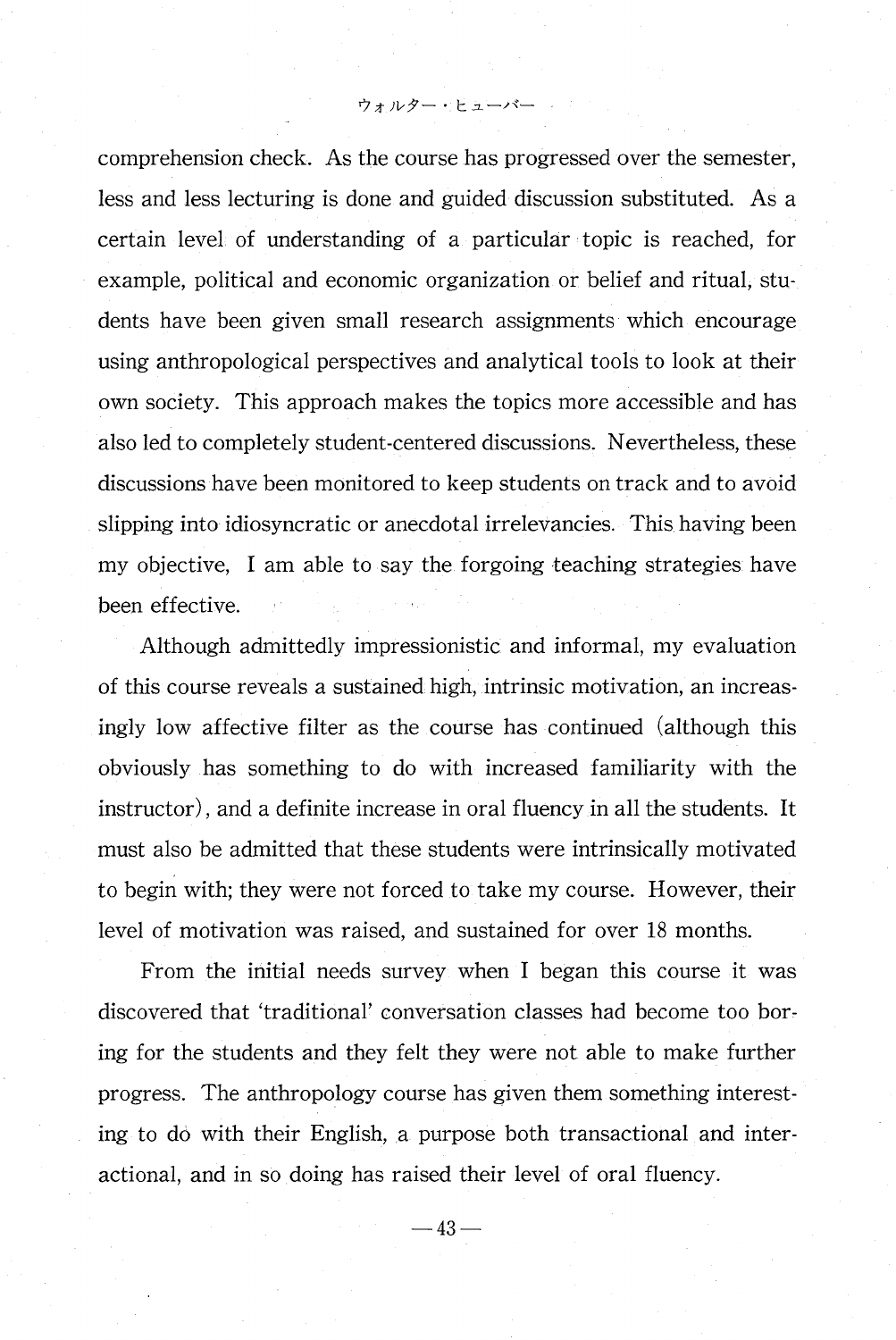comprehension check. As the course has progressed over the semester, less and less lecturing is done and guided discussion substituted. As a certain level of understanding of a particular topic is reached, for example, political and economic organization or belief and ritual, students have been given small research assignments which encourage using anthropological perspectives and analytical tools to look at their own society. This approach makes the topics more accessible and has also led to completely student-centered discussions. Nevertheless, these discussions have been monitored to keep students on track and to avoid slipping into idiosyncratic or anecdotal irrelevancies. This having been my objective, I am able to say the forgoing teaching strategies have been effective.

Although admittedly impressionistic and informal, my evaluation of this course reveals a sustained high, intrinsic motivation, an increasingly low affective filter as the course has continued (although this obviously has something to do with increased familiarity with the instructor), and a definite increase in oral fluency in all the students. It must also be admitted that these students were intrinsically motivated to begin with; they were not forced to take my course. However, their level of motivation was raised, and sustained for over 18 months.

From the initial needs survey when I began this course it was discovered that 'traditional' conversation classes had become too boring for the students and they felt they were not able to make further progress. The anthropology course has given them something interesting to do with their English, a purpose both transactional and interactional, and in so doing has raised their level of oral fluency.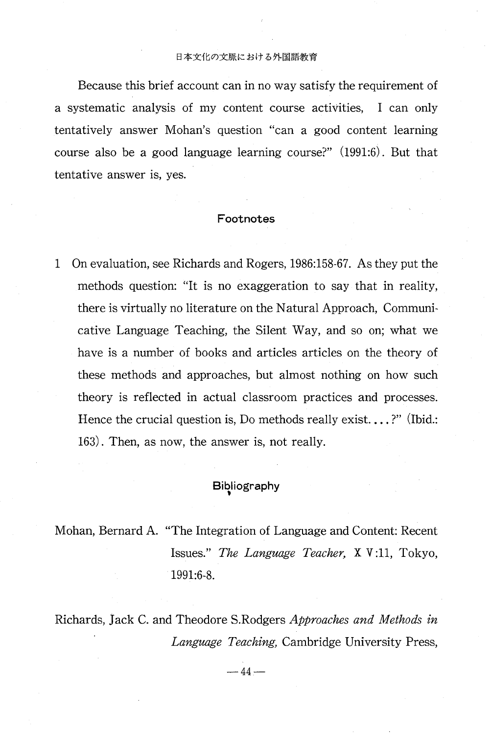Because this brief account can in no way satisfy the requirement of a systematic analysis of my content course activities, I can only tentatively answer Mohan's question "can a good content learning course also be a good language learning course?" (1991:6). But that tentative answer is, yes.

## Footnotes

1 On evaluation, see Richards and Rogers, 1986:158-67. As they put the methods question: "It is no exaggeration to say that in reality, there is virtually no literature on the Natural Approach, Communicative Language Teaching, the Silent Way, and so on; what we have is a number of books and articles articles on the theory of these methods and approaches, but almost nothing on how such theory is reflected in actual classroom practices and processes. Hence the crucial question is, Do methods really exist. . . . ?" (Ibid.: 163). Then, as now, the answer is, not really.

## Bibliography

Mohan, Bernard A. "The Integration of Language and Content: Recent Issues." *The Language Teacher,* XV:11, Tokyo, 1991:6-8.

Richards, Jack C. and Theodore S.Rodgers *Approaches and Methods in Language Teaching,* Cambridge University Press,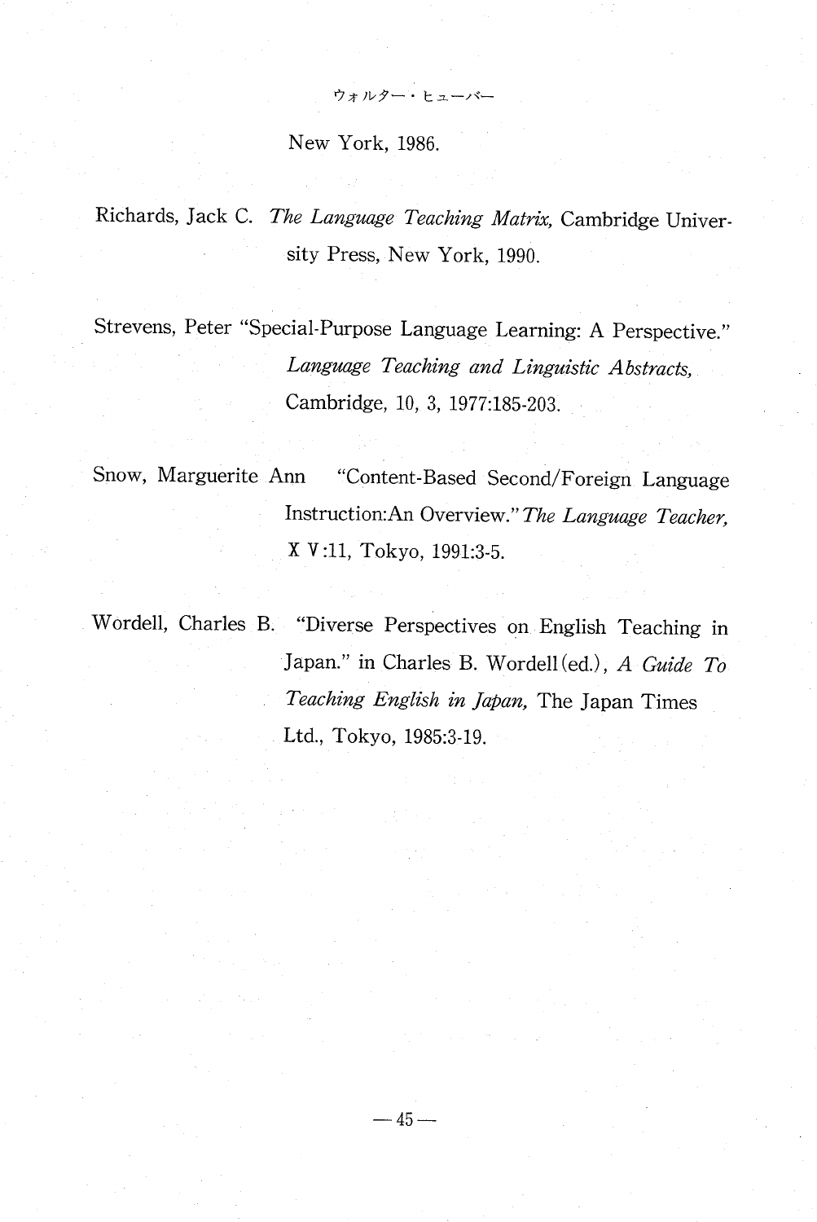New York, 1986.

Richards, Jack C. *The Language Teaching Matrix,* Cambridge University Press, New York, 1990.

Strevens, Peter "Special-Purpose Language Learning: A Perspective." *Language Teaching and Linguistic Abstracts,* Cambridge, 10, 3, 1977:185-203.

Snow, Marguerite Ann "Content-Based Second/Foreign Language Instruction:An Overview." *The Language Teacher,* XV:11, Tokyo, 1991:3-5.

Wordell, Charles B. "Diverse Perspectives on English Teaching in Japan." in Charles B. Wordell(ed.), *A Guide To Teaching English in Japan,* The Japan Times Ltd., Tokyo, 1985:3-19.